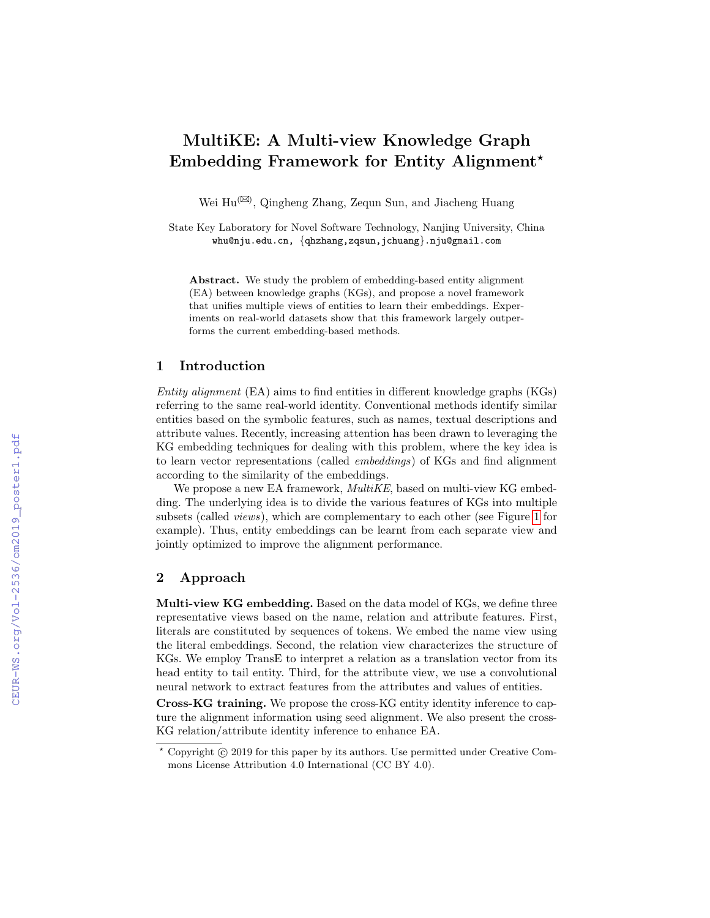# MultiKE: A Multi-view Knowledge Graph Embedding Framework for Entity Alignment*

Wei Hu(✉), Qingheng Zhang, Zequn Sun, and Jiacheng Huang

State Key Laboratory for Novel Software Technology, Nanjing University, China
whu@nju.edu.cn, {qhzhang,zqsun,jchuang}.nju@gmail.com

**Abstract.** We study the problem of embedding-based entity alignment (EA) between knowledge graphs (KGs), and propose a novel framework that unifies multiple views of entities to learn their embeddings. Experiments on real-world datasets show that this framework largely outperforms the current embedding-based methods.

## 1 Introduction

*Entity alignment* (EA) aims to find entities in different knowledge graphs (KGs) referring to the same real-world identity. Conventional methods identify similar entities based on the symbolic features, such as names, textual descriptions and attribute values. Recently, increasing attention has been drawn to leveraging the KG embedding techniques for dealing with this problem, where the key idea is to learn vector representations (called *embeddings*) of KGs and find alignment according to the similarity of the embeddings.

We propose a new EA framework, *MultiKE*, based on multi-view KG embedding. The underlying idea is to divide the various features of KGs into multiple subsets (called *views*), which are complementary to each other (see Figure 1 for example). Thus, entity embeddings can be learnt from each separate view and jointly optimized to improve the alignment performance.

## 2 Approach

**Multi-view KG embedding.** Based on the data model of KGs, we define three representative views based on the name, relation and attribute features. First, literals are constituted by sequences of tokens. We embed the name view using the literal embeddings. Second, the relation view characterizes the structure of KGs. We employ TransE to interpret a relation as a translation vector from its head entity to tail entity. Third, for the attribute view, we use a convolutional neural network to extract features from the attributes and values of entities.

**Cross-KG training.** We propose the cross-KG entity identity inference to capture the alignment information using seed alignment. We also present the cross-KG relation/attribute identity inference to enhance EA.

* Copyright © 2019 for this paper by its authors. Use permitted under Creative Commons License Attribution 4.0 International (CC BY 4.0).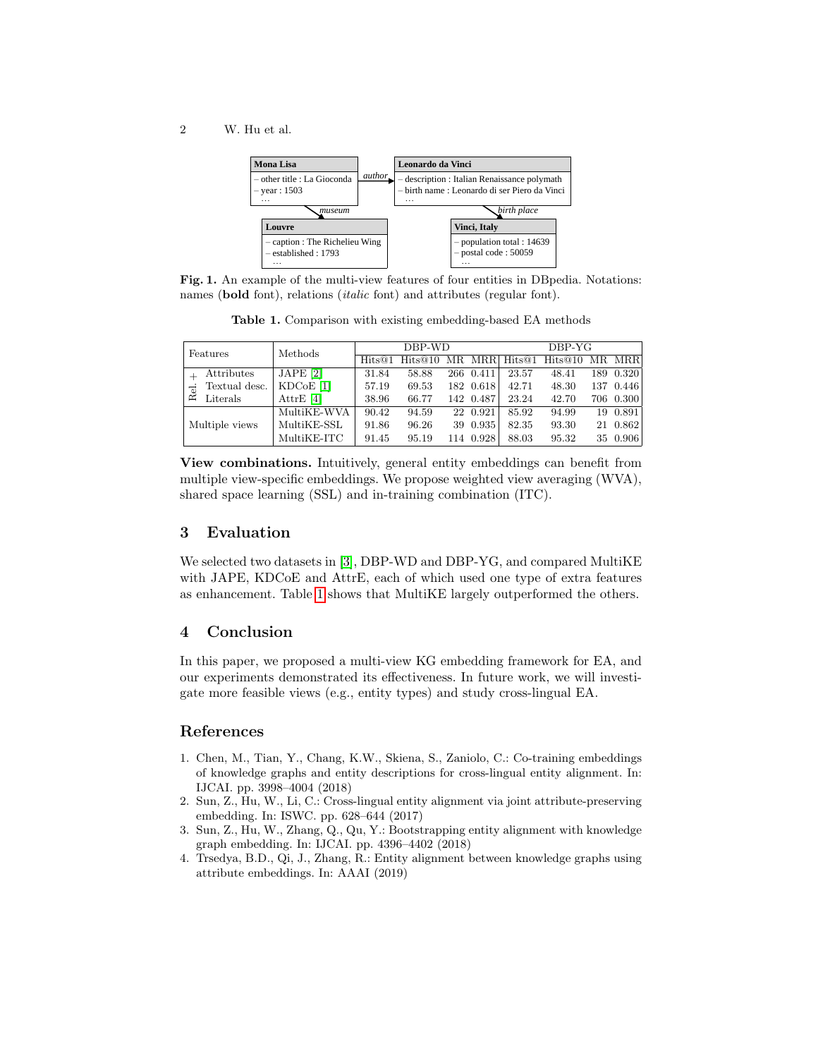**Mona Lisa**
– other title : La Gioconda
– year : 1503
…

*author*

**Leonardo da Vinci**
– description : Italian Renaissance polymath
– birth name : Leonardo di ser Piero da Vinci
…

*museum*

**Louvre**
– caption : The Richelieu Wing
– established : 1793
…

*birth place*

**Vinci, Italy**
– population total : 14639
– postal code : 50059
…

**Fig. 1.** An example of the multi-view features of four entities in DBpedia. Notations: names (**bold** font), relations (*italic* font) and attributes (regular font).

**Table 1.** Comparison with existing embedding-based EA methods

| Features | Methods | DBP-WD | | | | DBP-YG | | | |
|---|---|---|---|---|---|---|---|---|---|
| | | Hits@1 | Hits@10 | MR | MRR | Hits@1 | Hits@10 | MR | MRR |
| Rel. + Attributes | JAPE [2] | 31.84 | 58.88 | 266 | 0.411 | 23.57 | 48.41 | 189 | 0.320 |
| Rel. + Textual desc. | KDCoE [1] | 57.19 | 69.53 | 182 | 0.618 | 42.71 | 48.30 | 137 | 0.446 |
| Rel. + Literals | AttrE [4] | 38.96 | 66.77 | 142 | 0.487 | 23.24 | 42.70 | 706 | 0.300 |
| Multiple views | MultiKE-WVA | 90.42 | 94.59 | 22 | 0.921 | 85.92 | 94.99 | 19 | 0.891 |
| | MultiKE-SSL | 91.86 | 96.26 | 39 | 0.935 | 82.35 | 93.30 | 21 | 0.862 |
| | MultiKE-ITC | 91.45 | 95.19 | 114 | 0.928 | 88.03 | 95.32 | 35 | 0.906 |

**View combinations.** Intuitively, general entity embeddings can benefit from multiple view-specific embeddings. We propose weighted view averaging (WVA), shared space learning (SSL) and in-training combination (ITC).

## 3 Evaluation

We selected two datasets in [3], DBP-WD and DBP-YG, and compared MultiKE with JAPE, KDCoE and AttrE, each of which used one type of extra features as enhancement. Table 1 shows that MultiKE largely outperformed the others.

## 4 Conclusion

In this paper, we proposed a multi-view KG embedding framework for EA, and our experiments demonstrated its effectiveness. In future work, we will investigate more feasible views (e.g., entity types) and study cross-lingual EA.

## References

1. Chen, M., Tian, Y., Chang, K.W., Skiena, S., Zaniolo, C.: Co-training embeddings of knowledge graphs and entity descriptions for cross-lingual entity alignment. In: IJCAI. pp. 3998–4004 (2018)
2. Sun, Z., Hu, W., Li, C.: Cross-lingual entity alignment via joint attribute-preserving embedding. In: ISWC. pp. 628–644 (2017)
3. Sun, Z., Hu, W., Zhang, Q., Qu, Y.: Bootstrapping entity alignment with knowledge graph embedding. In: IJCAI. pp. 4396–4402 (2018)
4. Trsedya, B.D., Qi, J., Zhang, R.: Entity alignment between knowledge graphs using attribute embeddings. In: AAAI (2019)